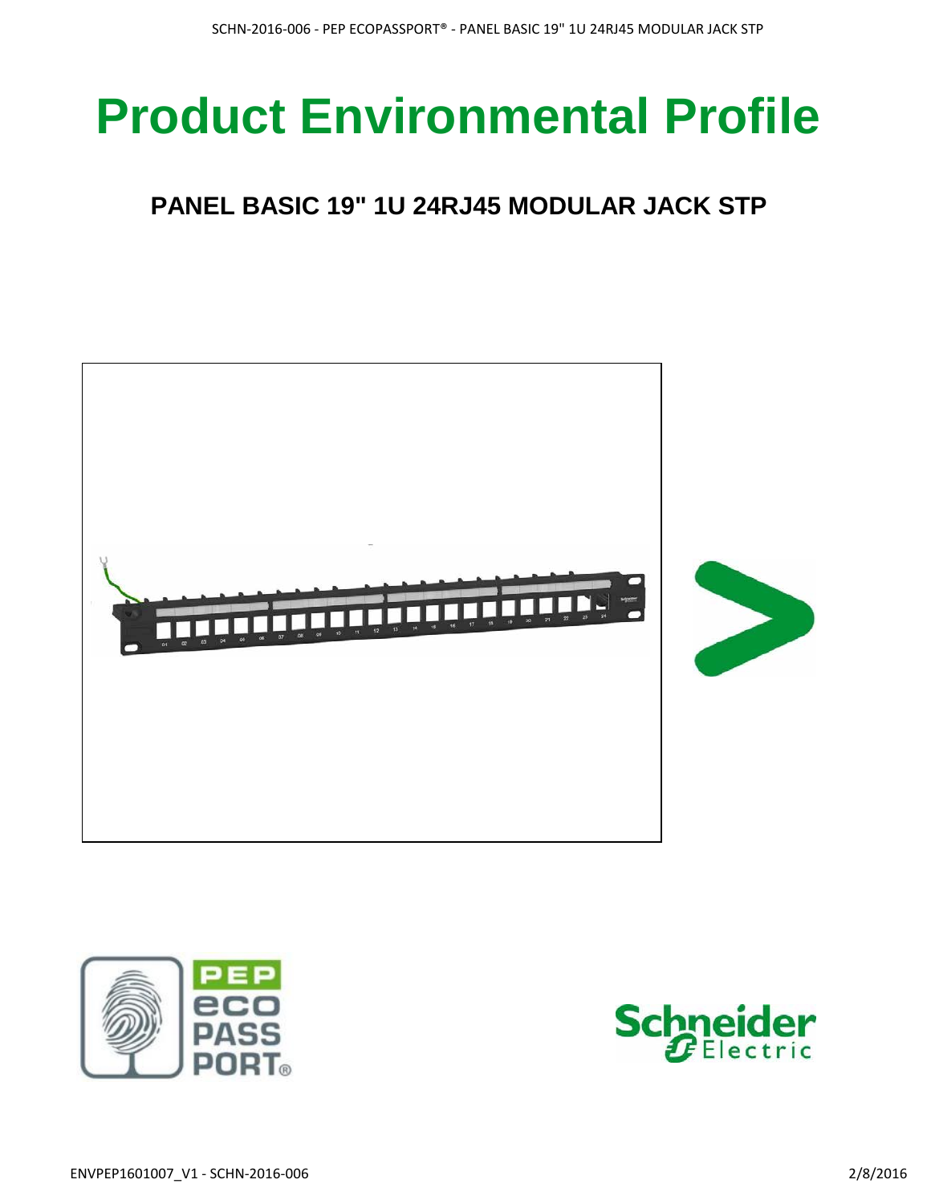# Product Environmental Profile

## PANEL BASIC 19" 1U 24RJ45 MODULAR JACK STP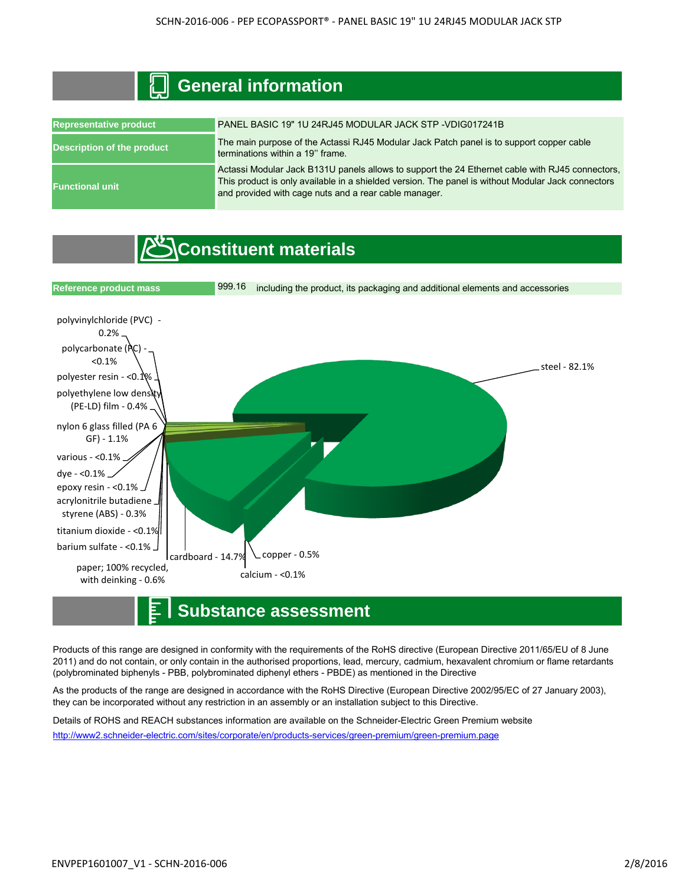## General information

| | |
|---|---|
| Representative product | PANEL BASIC 19" 1U 24RJ45 MODULAR JACK STP -VDIG017241B |
| Description of the product | The main purpose of the Actassi RJ45 Modular Jack Patch panel is to support copper cable terminations within a 19'' frame. |
| Functional unit | Actassi Modular Jack B131U panels allows to support the 24 Ethernet cable with RJ45 connectors, This product is only available in a shielded version. The panel is without Modular Jack connectors and provided with cage nuts and a rear cable manager. |

## Constituent materials

| | | |
|---|---|---|
| Reference product mass | 999.16 | including the product, its packaging and additional elements and accessories |

- steel - 82.1%
- cardboard - 14.7%
- nylon 6 glass filled (PA 6 GF) - 1.1%
- paper; 100% recycled, with deinking - 0.6%
- copper - 0.5%
- polyethylene low density (PE-LD) film - 0.4%
- acrylonitrile butadiene styrene (ABS) - 0.3%
- polyvinylchloride (PVC) - 0.2%
- polycarbonate (PC) - <0.1%
- polyester resin - <0.1%
- various - <0.1%
- dye - <0.1%
- epoxy resin - <0.1%
- titanium dioxide - <0.1%
- barium sulfate - <0.1%
- calcium - <0.1%

## Substance assessment

Products of this range are designed in conformity with the requirements of the RoHS directive (European Directive 2011/65/EU of 8 June 2011) and do not contain, or only contain in the authorised proportions, lead, mercury, cadmium, hexavalent chromium or flame retardants (polybrominated biphenyls - PBB, polybrominated diphenyl ethers - PBDE) as mentioned in the Directive

As the products of the range are designed in accordance with the RoHS Directive (European Directive 2002/95/EC of 27 January 2003), they can be incorporated without any restriction in an assembly or an installation subject to this Directive.

Details of ROHS and REACH substances information are available on the Schneider-Electric Green Premium website

http://www2.schneider-electric.com/sites/corporate/en/products-services/green-premium/green-premium.page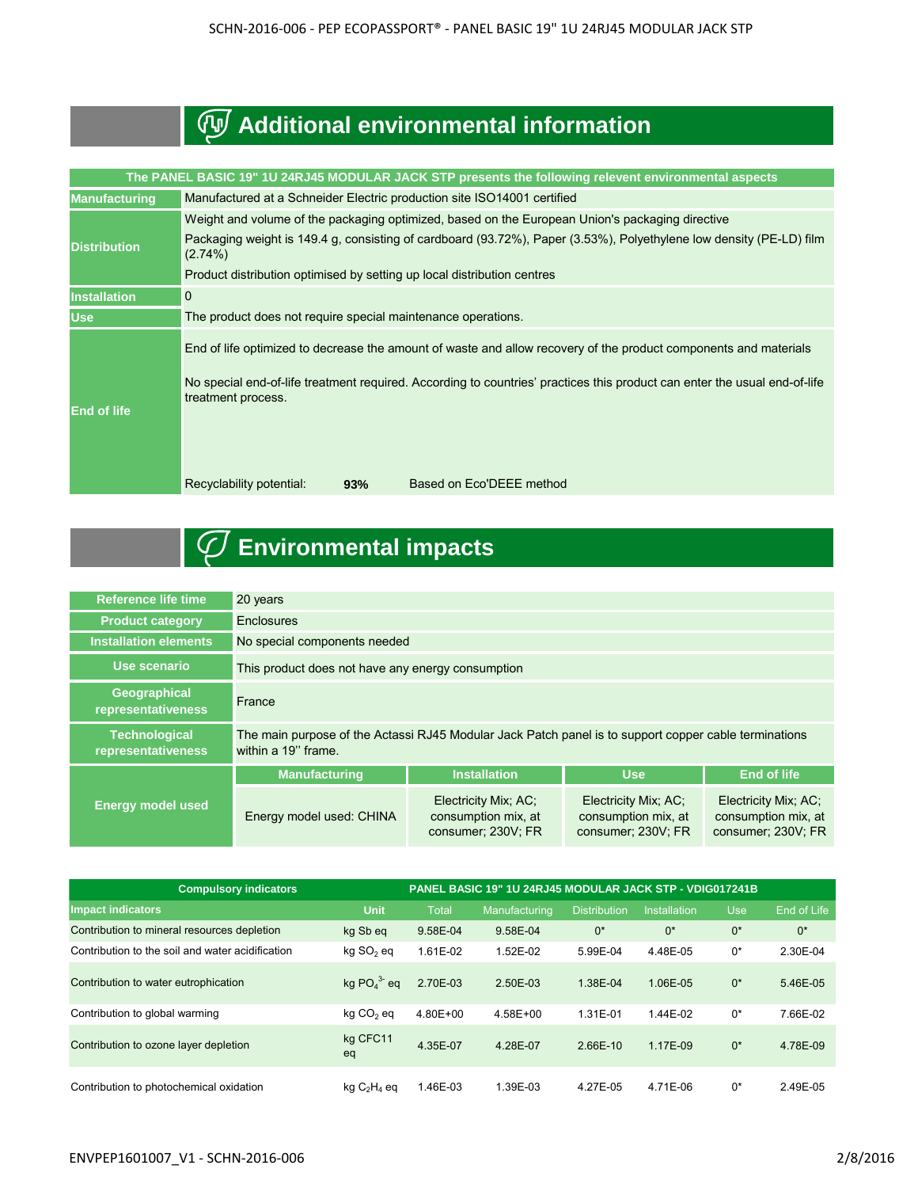## Additional environmental information

| The PANEL BASIC 19" 1U 24RJ45 MODULAR JACK STP presents the following relevent environmental aspects | |
|---|---|
| Manufacturing | Manufactured at a Schneider Electric production site ISO14001 certified |
| Distribution | Weight and volume of the packaging optimized, based on the European Union's packaging directive<br>Packaging weight is 149.4 g, consisting of cardboard (93.72%), Paper (3.53%), Polyethylene low density (PE-LD) film (2.74%)<br>Product distribution optimised by setting up local distribution centres |
| Installation | 0 |
| Use | The product does not require special maintenance operations. |
| End of life | End of life optimized to decrease the amount of waste and allow recovery of the product components and materials<br>No special end-of-life treatment required. According to countries' practices this product can enter the usual end-of-life treatment process.<br>Recyclability potential: **93%** Based on Eco'DEEE method |

## Environmental impacts

| Reference life time | 20 years | | | |
|---|---|---|---|---|
| Product category | Enclosures | | | |
| Installation elements | No special components needed | | | |
| Use scenario | This product does not have any energy consumption | | | |
| Geographical representativeness | France | | | |
| Technological representativeness | The main purpose of the Actassi RJ45 Modular Jack Patch panel is to support copper cable terminations within a 19'' frame. | | | |
| Energy model used | Manufacturing | Installation | Use | End of life |
| | Energy model used: CHINA | Electricity Mix; AC; consumption mix, at consumer; 230V; FR | Electricity Mix; AC; consumption mix, at consumer; 230V; FR | Electricity Mix; AC; consumption mix, at consumer; 230V; FR |

| Compulsory indicators | PANEL BASIC 19" 1U 24RJ45 MODULAR JACK STP - VDIG017241B | | | | | | |
|---|---|---|---|---|---|---|---|
| Impact indicators | Unit | Total | Manufacturing | Distribution | Installation | Use | End of Life |
| Contribution to mineral resources depletion | kg Sb eq | 9.58E-04 | 9.58E-04 | 0* | 0* | 0* | 0* |
| Contribution to the soil and water acidification | kg $SO_2$ eq | 1.61E-02 | 1.52E-02 | 5.99E-04 | 4.48E-05 | 0* | 2.30E-04 |
| Contribution to water eutrophication | kg $PO_4^{3-}$ eq | 2.70E-03 | 2.50E-03 | 1.38E-04 | 1.06E-05 | 0* | 5.46E-05 |
| Contribution to global warming | kg $CO_2$ eq | 4.80E+00 | 4.58E+00 | 1.31E-01 | 1.44E-02 | 0* | 7.66E-02 |
| Contribution to ozone layer depletion | kg CFC11 eq | 4.35E-07 | 4.28E-07 | 2.66E-10 | 1.17E-09 | 0* | 4.78E-09 |
| Contribution to photochemical oxidation | kg $C_2H_4$ eq | 1.46E-03 | 1.39E-03 | 4.27E-05 | 4.71E-06 | 0* | 2.49E-05 |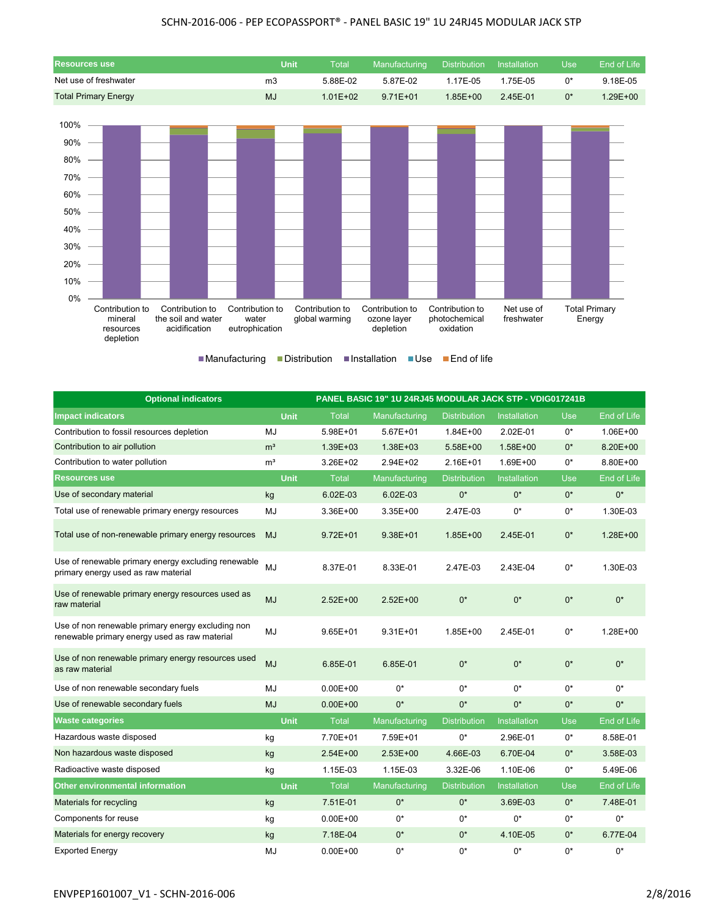## SCHN-2016-006 - PEP ECOPASSPORT® - PANEL BASIC 19" 1U 24RJ45 MODULAR JACK STP

| Resources use | Unit | Total | Manufacturing | Distribution | Installation | Use | End of Life |
|---|---|---|---|---|---|---|---|
| Net use of freshwater | m3 | 5.88E-02 | 5.87E-02 | 1.17E-05 | 1.75E-05 | 0* | 9.18E-05 |
| Total Primary Energy | MJ | 1.01E+02 | 9.71E+01 | 1.85E+00 | 2.45E-01 | 0* | 1.29E+00 |

100%
90%
80%
70%
60%
50%
40%
30%
20%
10%
0%

Contribution to mineral resources depletion | Contribution to the soil and water acidification | Contribution to water eutrophication | Contribution to global warming | Contribution to ozone layer depletion | Contribution to photochemical oxidation | Net use of freshwater | Total Primary Energy

Manufacturing | Distribution | Installation | Use | End of life

| Optional indicators | PANEL BASIC 19" 1U 24RJ45 MODULAR JACK STP - VDIG017241B | | | | | | |
|---|---|---|---|---|---|---|---|
| **Impact indicators** | **Unit** | **Total** | **Manufacturing** | **Distribution** | **Installation** | **Use** | **End of Life** |
| Contribution to fossil resources depletion | MJ | 5.98E+01 | 5.67E+01 | 1.84E+00 | 2.02E-01 | 0* | 1.06E+00 |
| Contribution to air pollution | m³ | 1.39E+03 | 1.38E+03 | 5.58E+00 | 1.58E+00 | 0* | 8.20E+00 |
| Contribution to water pollution | m³ | 3.26E+02 | 2.94E+02 | 2.16E+01 | 1.69E+00 | 0* | 8.80E+00 |
| **Resources use** | **Unit** | **Total** | **Manufacturing** | **Distribution** | **Installation** | **Use** | **End of Life** |
| Use of secondary material | kg | 6.02E-03 | 6.02E-03 | 0* | 0* | 0* | 0* |
| Total use of renewable primary energy resources | MJ | 3.36E+00 | 3.35E+00 | 2.47E-03 | 0* | 0* | 1.30E-03 |
| Total use of non-renewable primary energy resources | MJ | 9.72E+01 | 9.38E+01 | 1.85E+00 | 2.45E-01 | 0* | 1.28E+00 |
| Use of renewable primary energy excluding renewable primary energy used as raw material | MJ | 8.37E-01 | 8.33E-01 | 2.47E-03 | 2.43E-04 | 0* | 1.30E-03 |
| Use of renewable primary energy resources used as raw material | MJ | 2.52E+00 | 2.52E+00 | 0* | 0* | 0* | 0* |
| Use of non renewable primary energy excluding non renewable primary energy used as raw material | MJ | 9.65E+01 | 9.31E+01 | 1.85E+00 | 2.45E-01 | 0* | 1.28E+00 |
| Use of non renewable primary energy resources used as raw material | MJ | 6.85E-01 | 6.85E-01 | 0* | 0* | 0* | 0* |
| Use of non renewable secondary fuels | MJ | 0.00E+00 | 0* | 0* | 0* | 0* | 0* |
| Use of renewable secondary fuels | MJ | 0.00E+00 | 0* | 0* | 0* | 0* | 0* |
| **Waste categories** | **Unit** | **Total** | **Manufacturing** | **Distribution** | **Installation** | **Use** | **End of Life** |
| Hazardous waste disposed | kg | 7.70E+01 | 7.59E+01 | 0* | 2.96E-01 | 0* | 8.58E-01 |
| Non hazardous waste disposed | kg | 2.54E+00 | 2.53E+00 | 4.66E-03 | 6.70E-04 | 0* | 3.58E-03 |
| Radioactive waste disposed | kg | 1.15E-03 | 1.15E-03 | 3.32E-06 | 1.10E-06 | 0* | 5.49E-06 |
| **Other environmental information** | **Unit** | **Total** | **Manufacturing** | **Distribution** | **Installation** | **Use** | **End of Life** |
| Materials for recycling | kg | 7.51E-01 | 0* | 0* | 3.69E-03 | 0* | 7.48E-01 |
| Components for reuse | kg | 0.00E+00 | 0* | 0* | 0* | 0* | 0* |
| Materials for energy recovery | kg | 7.18E-04 | 0* | 0* | 4.10E-05 | 0* | 6.77E-04 |
| Exported Energy | MJ | 0.00E+00 | 0* | 0* | 0* | 0* | 0* |

ENVPEP1601007_V1 - SCHN-2016-006 2/8/2016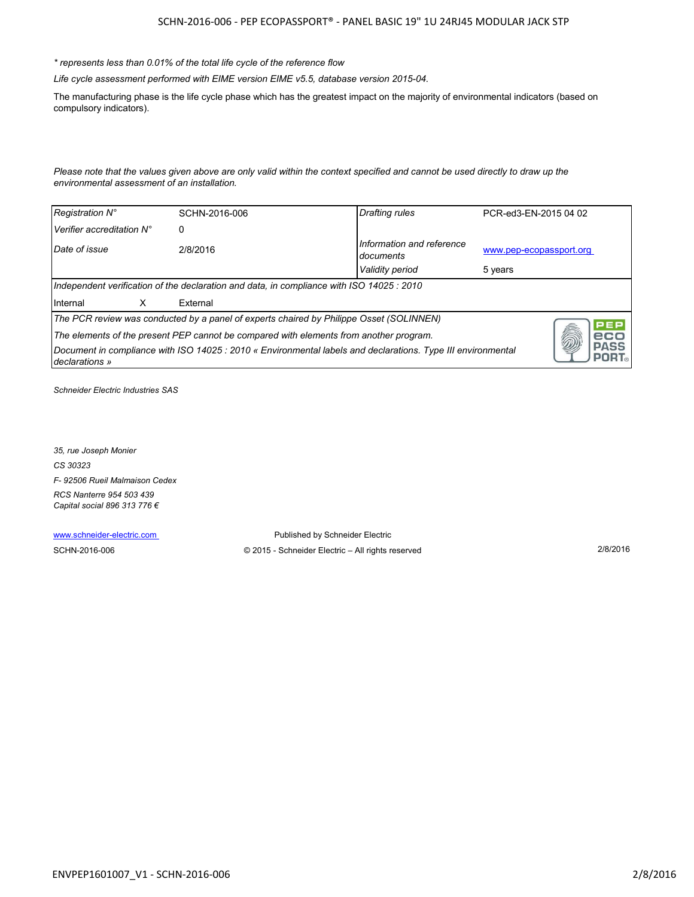*\* represents less than 0.01% of the total life cycle of the reference flow*

*Life cycle assessment performed with EIME version EIME v5.5, database version 2015-04.*

The manufacturing phase is the life cycle phase which has the greatest impact on the majority of environmental indicators (based on compulsory indicators).

*Please note that the values given above are only valid within the context specified and cannot be used directly to draw up the environmental assessment of an installation.*

| | | | |
|---|---|---|---|
| *Registration N°* | SCHN-2016-006 | *Drafting rules* | PCR-ed3-EN-2015 04 02 |
| *Verifier accreditation N°* | 0 | | |
| *Date of issue* | 2/8/2016 | *Information and reference documents* | www.pep-ecopassport.org |
| | | *Validity period* | 5 years |
| *Independent verification of the declaration and data, in compliance with ISO 14025 : 2010* | | | |
| Internal X | External | | |
| *The PCR review was conducted by a panel of experts chaired by Philippe Osset (SOLINNEN)* | | | |
| *The elements of the present PEP cannot be compared with elements from another program.* | | | |
| *Document in compliance with ISO 14025 : 2010 « Environmental labels and declarations. Type III environmental declarations »* | | | |

*Schneider Electric Industries SAS*

*35, rue Joseph Monier*
*CS 30323*
*F- 92506 Rueil Malmaison Cedex*
*RCS Nanterre 954 503 439*
*Capital social 896 313 776 €*

www.schneider-electric.com

Published by Schneider Electric

SCHN-2016-006 © 2015 - Schneider Electric – All rights reserved 2/8/2016